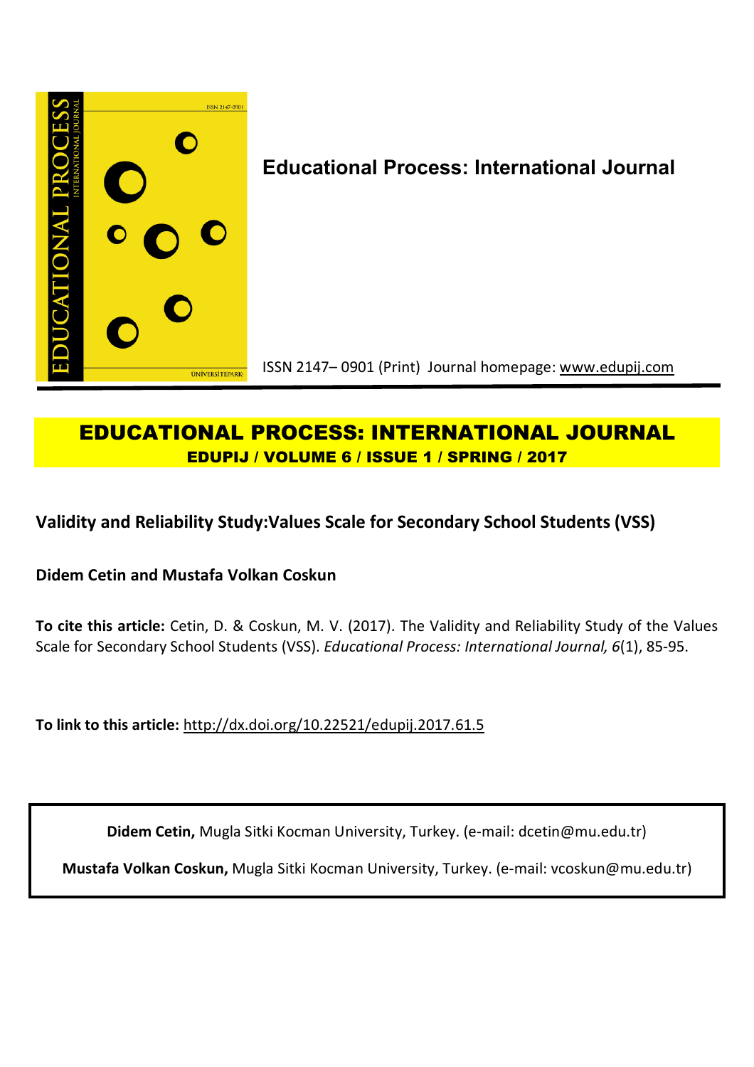# Educational Process: International Journal

ISSN 2147– 0901 (Print) Journal homepage: www.edupij.com

## EDUCATIONAL PROCESS: INTERNATIONAL JOURNAL

**EDUPIJ / VOLUME 6 / ISSUE 1 / SPRING / 2017**

## Validity and Reliability Study:Values Scale for Secondary School Students (VSS)

**Didem Cetin and Mustafa Volkan Coskun**

**To cite this article:** Cetin, D. & Coskun, M. V. (2017). The Validity and Reliability Study of the Values Scale for Secondary School Students (VSS). *Educational Process: International Journal, 6*(1), 85-95.

**To link to this article:** http://dx.doi.org/10.22521/edupij.2017.61.5

**Didem Cetin,** Mugla Sitki Kocman University, Turkey. (e-mail: dcetin@mu.edu.tr)

**Mustafa Volkan Coskun,** Mugla Sitki Kocman University, Turkey. (e-mail: vcoskun@mu.edu.tr)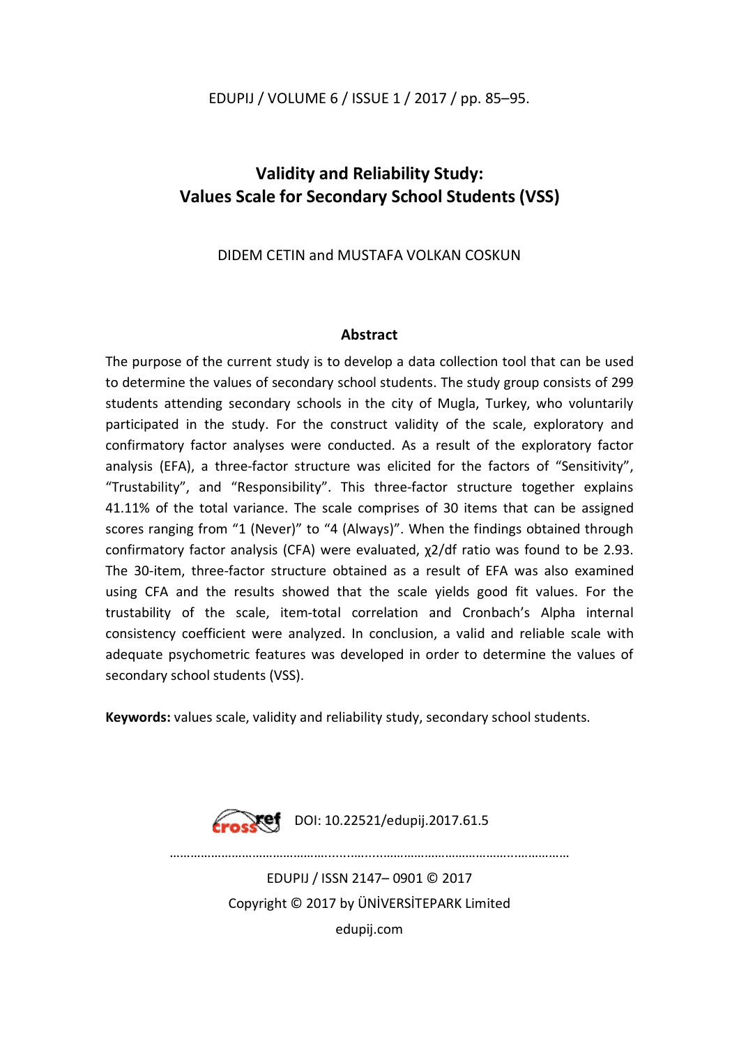# Validity and Reliability Study: Values Scale for Secondary School Students (VSS)

DIDEM CETIN and MUSTAFA VOLKAN COSKUN

## Abstract

The purpose of the current study is to develop a data collection tool that can be used to determine the values of secondary school students. The study group consists of 299 students attending secondary schools in the city of Mugla, Turkey, who voluntarily participated in the study. For the construct validity of the scale, exploratory and confirmatory factor analyses were conducted. As a result of the exploratory factor analysis (EFA), a three-factor structure was elicited for the factors of "Sensitivity", "Trustability", and "Responsibility". This three-factor structure together explains 41.11% of the total variance. The scale comprises of 30 items that can be assigned scores ranging from "1 (Never)" to "4 (Always)". When the findings obtained through confirmatory factor analysis (CFA) were evaluated, $\chi^2/df$ ratio was found to be 2.93. The 30-item, three-factor structure obtained as a result of EFA was also examined using CFA and the results showed that the scale yields good fit values. For the trustability of the scale, item-total correlation and Cronbach's Alpha internal consistency coefficient were analyzed. In conclusion, a valid and reliable scale with adequate psychometric features was developed in order to determine the values of secondary school students (VSS).

**Keywords:** values scale, validity and reliability study, secondary school students.

DOI: 10.22521/edupij.2017.61.5

EDUPIJ / ISSN 2147– 0901 © 2017
Copyright © 2017 by ÜNİVERSİTEPARK Limited
edupij.com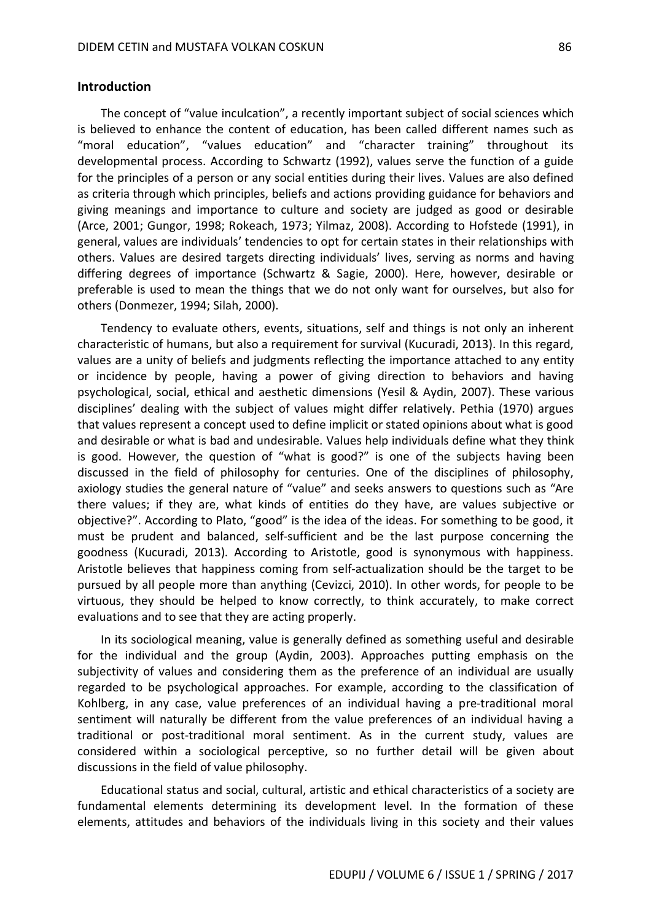## Introduction

The concept of "value inculcation", a recently important subject of social sciences which is believed to enhance the content of education, has been called different names such as "moral education", "values education" and "character training" throughout its developmental process. According to Schwartz (1992), values serve the function of a guide for the principles of a person or any social entities during their lives. Values are also defined as criteria through which principles, beliefs and actions providing guidance for behaviors and giving meanings and importance to culture and society are judged as good or desirable (Arce, 2001; Gungor, 1998; Rokeach, 1973; Yilmaz, 2008). According to Hofstede (1991), in general, values are individuals' tendencies to opt for certain states in their relationships with others. Values are desired targets directing individuals' lives, serving as norms and having differing degrees of importance (Schwartz & Sagie, 2000). Here, however, desirable or preferable is used to mean the things that we do not only want for ourselves, but also for others (Donmezer, 1994; Silah, 2000).

Tendency to evaluate others, events, situations, self and things is not only an inherent characteristic of humans, but also a requirement for survival (Kucuradi, 2013). In this regard, values are a unity of beliefs and judgments reflecting the importance attached to any entity or incidence by people, having a power of giving direction to behaviors and having psychological, social, ethical and aesthetic dimensions (Yesil & Aydin, 2007). These various disciplines' dealing with the subject of values might differ relatively. Pethia (1970) argues that values represent a concept used to define implicit or stated opinions about what is good and desirable or what is bad and undesirable. Values help individuals define what they think is good. However, the question of "what is good?" is one of the subjects having been discussed in the field of philosophy for centuries. One of the disciplines of philosophy, axiology studies the general nature of "value" and seeks answers to questions such as "Are there values; if they are, what kinds of entities do they have, are values subjective or objective?". According to Plato, "good" is the idea of the ideas. For something to be good, it must be prudent and balanced, self-sufficient and be the last purpose concerning the goodness (Kucuradi, 2013). According to Aristotle, good is synonymous with happiness. Aristotle believes that happiness coming from self-actualization should be the target to be pursued by all people more than anything (Cevizci, 2010). In other words, for people to be virtuous, they should be helped to know correctly, to think accurately, to make correct evaluations and to see that they are acting properly.

In its sociological meaning, value is generally defined as something useful and desirable for the individual and the group (Aydin, 2003). Approaches putting emphasis on the subjectivity of values and considering them as the preference of an individual are usually regarded to be psychological approaches. For example, according to the classification of Kohlberg, in any case, value preferences of an individual having a pre-traditional moral sentiment will naturally be different from the value preferences of an individual having a traditional or post-traditional moral sentiment. As in the current study, values are considered within a sociological perceptive, so no further detail will be given about discussions in the field of value philosophy.

Educational status and social, cultural, artistic and ethical characteristics of a society are fundamental elements determining its development level. In the formation of these elements, attitudes and behaviors of the individuals living in this society and their values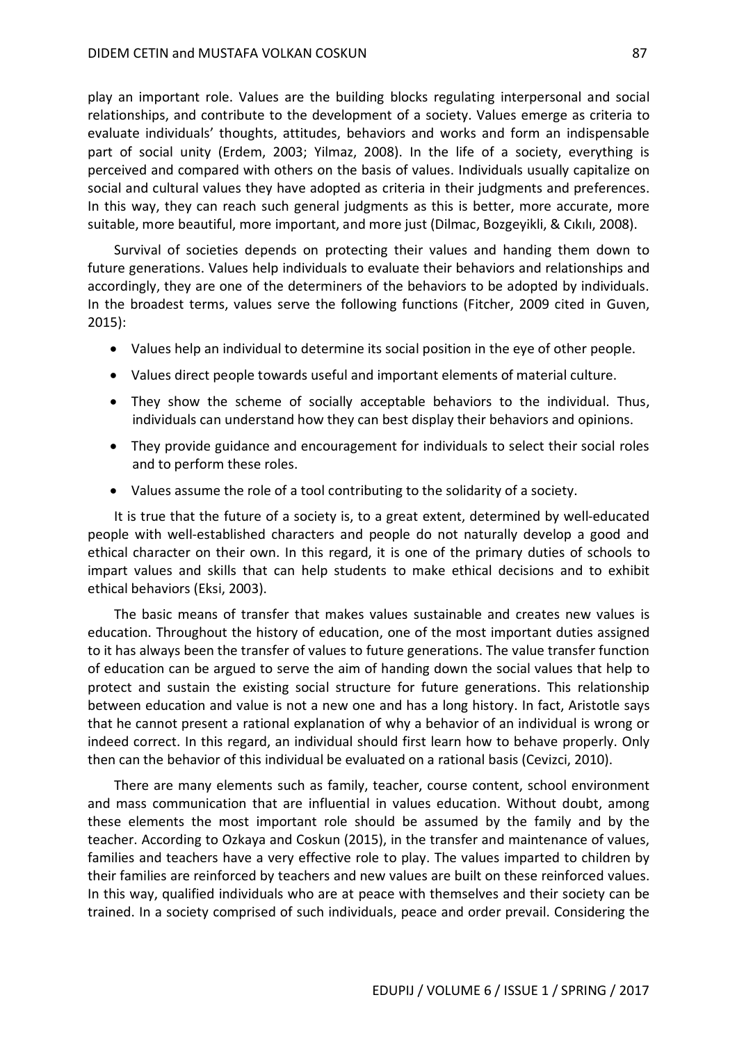play an important role. Values are the building blocks regulating interpersonal and social relationships, and contribute to the development of a society. Values emerge as criteria to evaluate individuals' thoughts, attitudes, behaviors and works and form an indispensable part of social unity (Erdem, 2003; Yilmaz, 2008). In the life of a society, everything is perceived and compared with others on the basis of values. Individuals usually capitalize on social and cultural values they have adopted as criteria in their judgments and preferences. In this way, they can reach such general judgments as this is better, more accurate, more suitable, more beautiful, more important, and more just (Dilmac, Bozgeyikli, & Cıkılı, 2008).

Survival of societies depends on protecting their values and handing them down to future generations. Values help individuals to evaluate their behaviors and relationships and accordingly, they are one of the determiners of the behaviors to be adopted by individuals. In the broadest terms, values serve the following functions (Fitcher, 2009 cited in Guven, 2015):

- Values help an individual to determine its social position in the eye of other people.
- Values direct people towards useful and important elements of material culture.
- They show the scheme of socially acceptable behaviors to the individual. Thus, individuals can understand how they can best display their behaviors and opinions.
- They provide guidance and encouragement for individuals to select their social roles and to perform these roles.
- Values assume the role of a tool contributing to the solidarity of a society.

It is true that the future of a society is, to a great extent, determined by well-educated people with well-established characters and people do not naturally develop a good and ethical character on their own. In this regard, it is one of the primary duties of schools to impart values and skills that can help students to make ethical decisions and to exhibit ethical behaviors (Eksi, 2003).

The basic means of transfer that makes values sustainable and creates new values is education. Throughout the history of education, one of the most important duties assigned to it has always been the transfer of values to future generations. The value transfer function of education can be argued to serve the aim of handing down the social values that help to protect and sustain the existing social structure for future generations. This relationship between education and value is not a new one and has a long history. In fact, Aristotle says that he cannot present a rational explanation of why a behavior of an individual is wrong or indeed correct. In this regard, an individual should first learn how to behave properly. Only then can the behavior of this individual be evaluated on a rational basis (Cevizci, 2010).

There are many elements such as family, teacher, course content, school environment and mass communication that are influential in values education. Without doubt, among these elements the most important role should be assumed by the family and by the teacher. According to Ozkaya and Coskun (2015), in the transfer and maintenance of values, families and teachers have a very effective role to play. The values imparted to children by their families are reinforced by teachers and new values are built on these reinforced values. In this way, qualified individuals who are at peace with themselves and their society can be trained. In a society comprised of such individuals, peace and order prevail. Considering the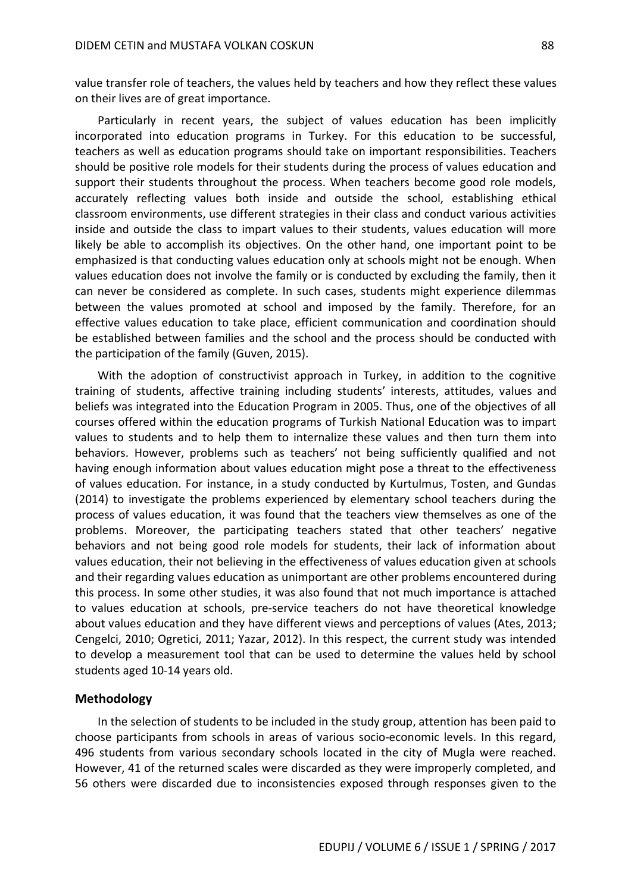value transfer role of teachers, the values held by teachers and how they reflect these values on their lives are of great importance.

Particularly in recent years, the subject of values education has been implicitly incorporated into education programs in Turkey. For this education to be successful, teachers as well as education programs should take on important responsibilities. Teachers should be positive role models for their students during the process of values education and support their students throughout the process. When teachers become good role models, accurately reflecting values both inside and outside the school, establishing ethical classroom environments, use different strategies in their class and conduct various activities inside and outside the class to impart values to their students, values education will more likely be able to accomplish its objectives. On the other hand, one important point to be emphasized is that conducting values education only at schools might not be enough. When values education does not involve the family or is conducted by excluding the family, then it can never be considered as complete. In such cases, students might experience dilemmas between the values promoted at school and imposed by the family. Therefore, for an effective values education to take place, efficient communication and coordination should be established between families and the school and the process should be conducted with the participation of the family (Guven, 2015).

With the adoption of constructivist approach in Turkey, in addition to the cognitive training of students, affective training including students' interests, attitudes, values and beliefs was integrated into the Education Program in 2005. Thus, one of the objectives of all courses offered within the education programs of Turkish National Education was to impart values to students and to help them to internalize these values and then turn them into behaviors. However, problems such as teachers' not being sufficiently qualified and not having enough information about values education might pose a threat to the effectiveness of values education. For instance, in a study conducted by Kurtulmus, Tosten, and Gundas (2014) to investigate the problems experienced by elementary school teachers during the process of values education, it was found that the teachers view themselves as one of the problems. Moreover, the participating teachers stated that other teachers' negative behaviors and not being good role models for students, their lack of information about values education, their not believing in the effectiveness of values education given at schools and their regarding values education as unimportant are other problems encountered during this process. In some other studies, it was also found that not much importance is attached to values education at schools, pre-service teachers do not have theoretical knowledge about values education and they have different views and perceptions of values (Ates, 2013; Cengelci, 2010; Ogretici, 2011; Yazar, 2012). In this respect, the current study was intended to develop a measurement tool that can be used to determine the values held by school students aged 10-14 years old.

## Methodology

In the selection of students to be included in the study group, attention has been paid to choose participants from schools in areas of various socio-economic levels. In this regard, 496 students from various secondary schools located in the city of Mugla were reached. However, 41 of the returned scales were discarded as they were improperly completed, and 56 others were discarded due to inconsistencies exposed through responses given to the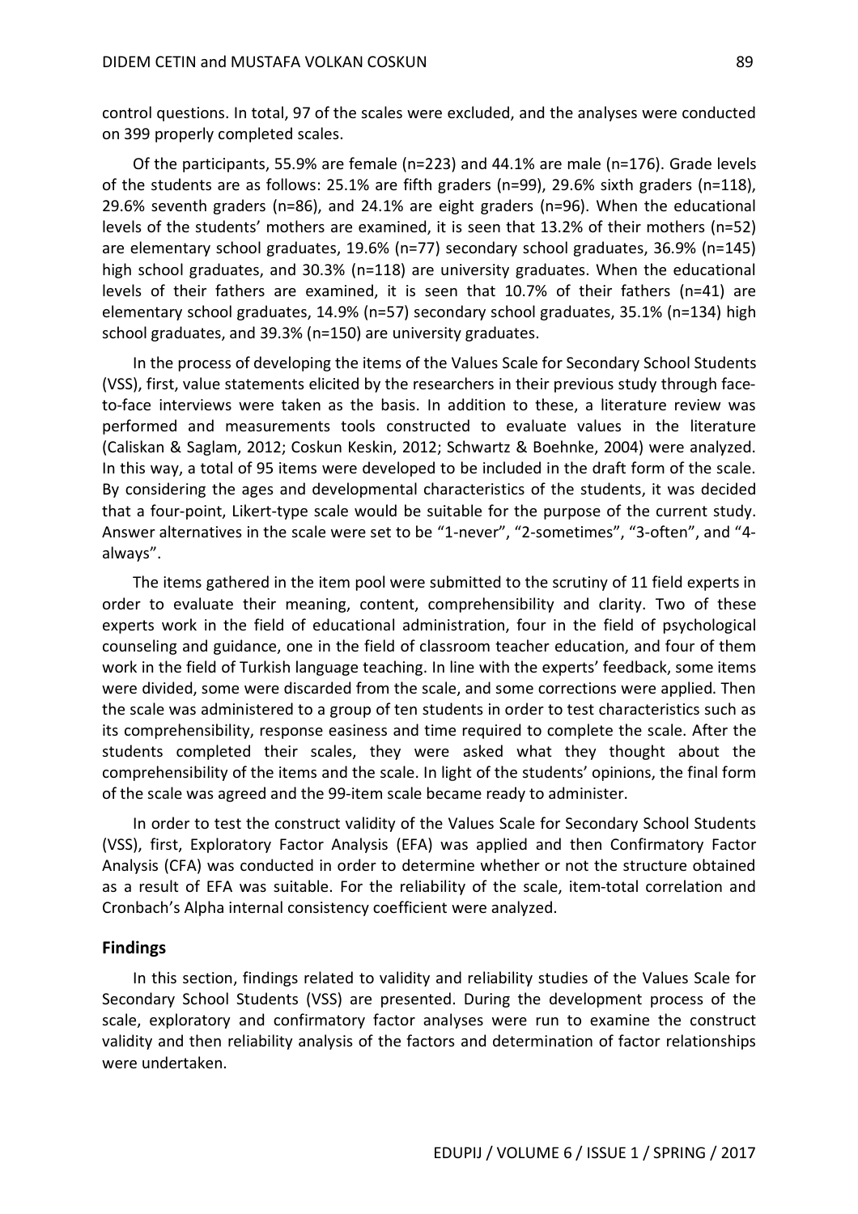control questions. In total, 97 of the scales were excluded, and the analyses were conducted on 399 properly completed scales.

Of the participants, 55.9% are female (n=223) and 44.1% are male (n=176). Grade levels of the students are as follows: 25.1% are fifth graders (n=99), 29.6% sixth graders (n=118), 29.6% seventh graders (n=86), and 24.1% are eight graders (n=96). When the educational levels of the students' mothers are examined, it is seen that 13.2% of their mothers (n=52) are elementary school graduates, 19.6% (n=77) secondary school graduates, 36.9% (n=145) high school graduates, and 30.3% (n=118) are university graduates. When the educational levels of their fathers are examined, it is seen that 10.7% of their fathers (n=41) are elementary school graduates, 14.9% (n=57) secondary school graduates, 35.1% (n=134) high school graduates, and 39.3% (n=150) are university graduates.

In the process of developing the items of the Values Scale for Secondary School Students (VSS), first, value statements elicited by the researchers in their previous study through face-to-face interviews were taken as the basis. In addition to these, a literature review was performed and measurements tools constructed to evaluate values in the literature (Caliskan & Saglam, 2012; Coskun Keskin, 2012; Schwartz & Boehnke, 2004) were analyzed. In this way, a total of 95 items were developed to be included in the draft form of the scale. By considering the ages and developmental characteristics of the students, it was decided that a four-point, Likert-type scale would be suitable for the purpose of the current study. Answer alternatives in the scale were set to be "1-never", "2-sometimes", "3-often", and "4-always".

The items gathered in the item pool were submitted to the scrutiny of 11 field experts in order to evaluate their meaning, content, comprehensibility and clarity. Two of these experts work in the field of educational administration, four in the field of psychological counseling and guidance, one in the field of classroom teacher education, and four of them work in the field of Turkish language teaching. In line with the experts' feedback, some items were divided, some were discarded from the scale, and some corrections were applied. Then the scale was administered to a group of ten students in order to test characteristics such as its comprehensibility, response easiness and time required to complete the scale. After the students completed their scales, they were asked what they thought about the comprehensibility of the items and the scale. In light of the students' opinions, the final form of the scale was agreed and the 99-item scale became ready to administer.

In order to test the construct validity of the Values Scale for Secondary School Students (VSS), first, Exploratory Factor Analysis (EFA) was applied and then Confirmatory Factor Analysis (CFA) was conducted in order to determine whether or not the structure obtained as a result of EFA was suitable. For the reliability of the scale, item-total correlation and Cronbach's Alpha internal consistency coefficient were analyzed.

## Findings

In this section, findings related to validity and reliability studies of the Values Scale for Secondary School Students (VSS) are presented. During the development process of the scale, exploratory and confirmatory factor analyses were run to examine the construct validity and then reliability analysis of the factors and determination of factor relationships were undertaken.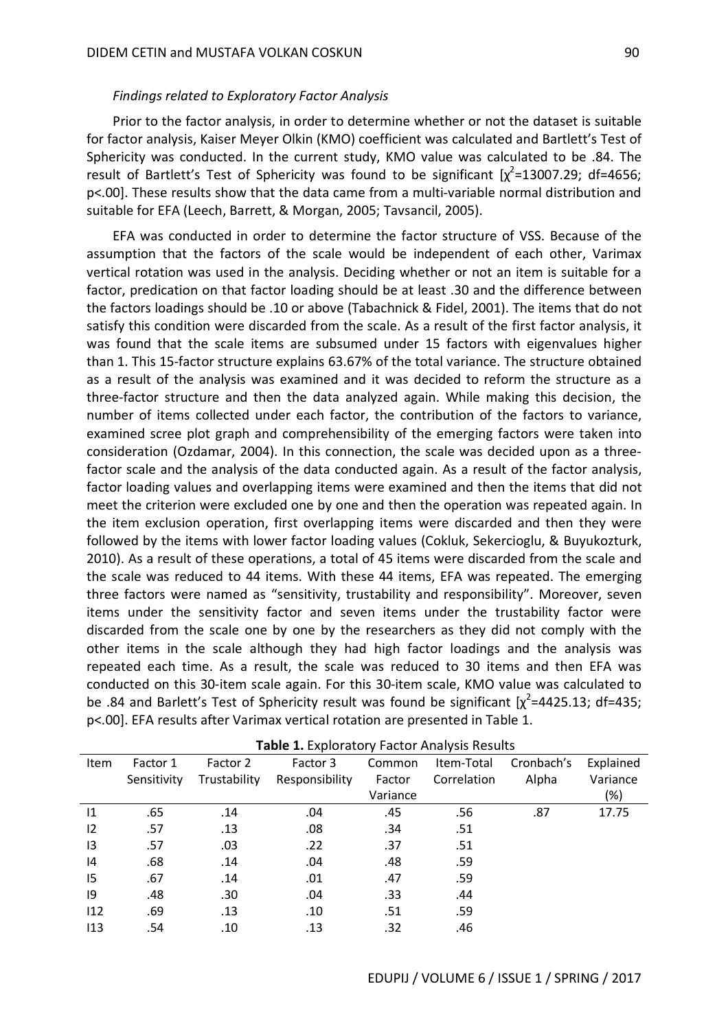*Findings related to Exploratory Factor Analysis*

Prior to the factor analysis, in order to determine whether or not the dataset is suitable for factor analysis, Kaiser Meyer Olkin (KMO) coefficient was calculated and Bartlett's Test of Sphericity was conducted. In the current study, KMO value was calculated to be .84. The result of Bartlett's Test of Sphericity was found to be significant [$\chi^2$=13007.29; df=4656; p<.00]. These results show that the data came from a multi-variable normal distribution and suitable for EFA (Leech, Barrett, & Morgan, 2005; Tavsancil, 2005).

EFA was conducted in order to determine the factor structure of VSS. Because of the assumption that the factors of the scale would be independent of each other, Varimax vertical rotation was used in the analysis. Deciding whether or not an item is suitable for a factor, predication on that factor loading should be at least .30 and the difference between the factors loadings should be .10 or above (Tabachnick & Fidel, 2001). The items that do not satisfy this condition were discarded from the scale. As a result of the first factor analysis, it was found that the scale items are subsumed under 15 factors with eigenvalues higher than 1. This 15-factor structure explains 63.67% of the total variance. The structure obtained as a result of the analysis was examined and it was decided to reform the structure as a three-factor structure and then the data analyzed again. While making this decision, the number of items collected under each factor, the contribution of the factors to variance, examined scree plot graph and comprehensibility of the emerging factors were taken into consideration (Ozdamar, 2004). In this connection, the scale was decided upon as a three-factor scale and the analysis of the data conducted again. As a result of the factor analysis, factor loading values and overlapping items were examined and then the items that did not meet the criterion were excluded one by one and then the operation was repeated again. In the item exclusion operation, first overlapping items were discarded and then they were followed by the items with lower factor loading values (Cokluk, Sekercioglu, & Buyukozturk, 2010). As a result of these operations, a total of 45 items were discarded from the scale and the scale was reduced to 44 items. With these 44 items, EFA was repeated. The emerging three factors were named as "sensitivity, trustability and responsibility". Moreover, seven items under the sensitivity factor and seven items under the trustability factor were discarded from the scale one by one by the researchers as they did not comply with the other items in the scale although they had high factor loadings and the analysis was repeated each time. As a result, the scale was reduced to 30 items and then EFA was conducted on this 30-item scale again. For this 30-item scale, KMO value was calculated to be .84 and Barlett's Test of Sphericity result was found be significant [$\chi^2$=4425.13; df=435; p<.00]. EFA results after Varimax vertical rotation are presented in Table 1.

**Table 1.** Exploratory Factor Analysis Results

| Item | Factor 1 Sensitivity | Factor 2 Trustability | Factor 3 Responsibility | Common Factor Variance | Item-Total Correlation | Cronbach's Alpha | Explained Variance (%) |
|---|---|---|---|---|---|---|---|
| I1 | .65 | .14 | .04 | .45 | .56 | .87 | 17.75 |
| I2 | .57 | .13 | .08 | .34 | .51 | | |
| I3 | .57 | .03 | .22 | .37 | .51 | | |
| I4 | .68 | .14 | .04 | .48 | .59 | | |
| I5 | .67 | .14 | .01 | .47 | .59 | | |
| I9 | .48 | .30 | .04 | .33 | .44 | | |
| I12 | .69 | .13 | .10 | .51 | .59 | | |
| I13 | .54 | .10 | .13 | .32 | .46 | | |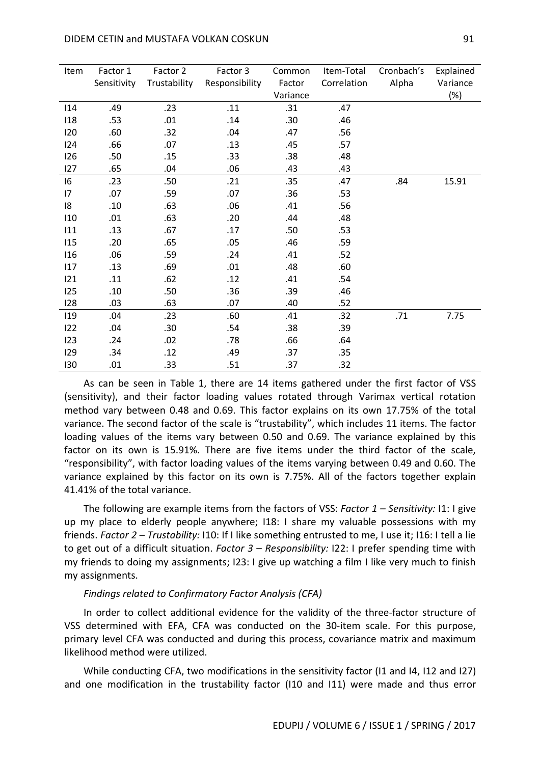| Item | Factor 1 Sensitivity | Factor 2 Trustability | Factor 3 Responsibility | Common Factor Variance | Item-Total Correlation | Cronbach's Alpha | Explained Variance (%) |
|---|---|---|---|---|---|---|---|
| I14 | .49 | .23 | .11 | .31 | .47 | | |
| I18 | .53 | .01 | .14 | .30 | .46 | | |
| I20 | .60 | .32 | .04 | .47 | .56 | | |
| I24 | .66 | .07 | .13 | .45 | .57 | | |
| I26 | .50 | .15 | .33 | .38 | .48 | | |
| I27 | .65 | .04 | .06 | .43 | .43 | | |
| I6 | .23 | .50 | .21 | .35 | .47 | .84 | 15.91 |
| I7 | .07 | .59 | .07 | .36 | .53 | | |
| I8 | .10 | .63 | .06 | .41 | .56 | | |
| I10 | .01 | .63 | .20 | .44 | .48 | | |
| I11 | .13 | .67 | .17 | .50 | .53 | | |
| I15 | .20 | .65 | .05 | .46 | .59 | | |
| I16 | .06 | .59 | .24 | .41 | .52 | | |
| I17 | .13 | .69 | .01 | .48 | .60 | | |
| I21 | .11 | .62 | .12 | .41 | .54 | | |
| I25 | .10 | .50 | .36 | .39 | .46 | | |
| I28 | .03 | .63 | .07 | .40 | .52 | | |
| I19 | .04 | .23 | .60 | .41 | .32 | .71 | 7.75 |
| I22 | .04 | .30 | .54 | .38 | .39 | | |
| I23 | .24 | .02 | .78 | .66 | .64 | | |
| I29 | .34 | .12 | .49 | .37 | .35 | | |
| I30 | .01 | .33 | .51 | .37 | .32 | | |

As can be seen in Table 1, there are 14 items gathered under the first factor of VSS (sensitivity), and their factor loading values rotated through Varimax vertical rotation method vary between 0.48 and 0.69. This factor explains on its own 17.75% of the total variance. The second factor of the scale is "trustability", which includes 11 items. The factor loading values of the items vary between 0.50 and 0.69. The variance explained by this factor on its own is 15.91%. There are five items under the third factor of the scale, "responsibility", with factor loading values of the items varying between 0.49 and 0.60. The variance explained by this factor on its own is 7.75%. All of the factors together explain 41.41% of the total variance.

The following are example items from the factors of VSS: *Factor 1 – Sensitivity:* I1: I give up my place to elderly people anywhere; I18: I share my valuable possessions with my friends. *Factor 2 – Trustability:* I10: If I like something entrusted to me, I use it; I16: I tell a lie to get out of a difficult situation. *Factor 3 – Responsibility:* I22: I prefer spending time with my friends to doing my assignments; I23: I give up watching a film I like very much to finish my assignments.

*Findings related to Confirmatory Factor Analysis (CFA)*

In order to collect additional evidence for the validity of the three-factor structure of VSS determined with EFA, CFA was conducted on the 30-item scale. For this purpose, primary level CFA was conducted and during this process, covariance matrix and maximum likelihood method were utilized.

While conducting CFA, two modifications in the sensitivity factor (I1 and I4, I12 and I27) and one modification in the trustability factor (I10 and I11) were made and thus error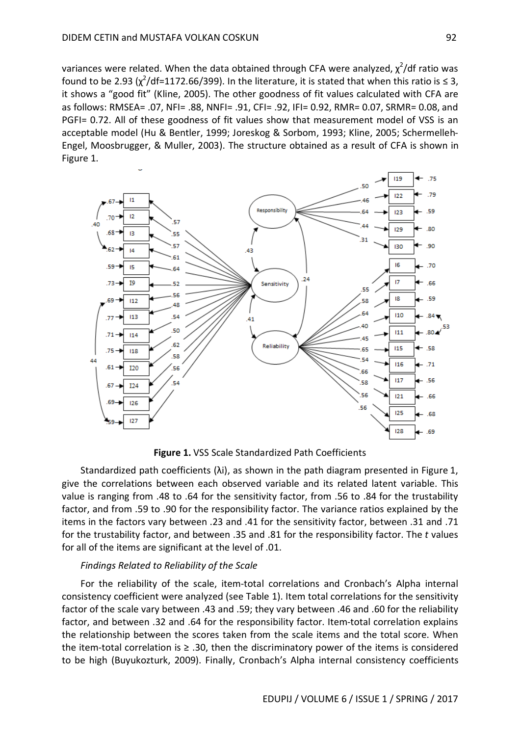variances were related. When the data obtained through CFA were analyzed, $\chi^2$/df ratio was found to be 2.93 ($\chi^2$/df=1172.66/399). In the literature, it is stated that when this ratio is ≤ 3, it shows a "good fit" (Kline, 2005). The other goodness of fit values calculated with CFA are as follows: RMSEA= .07, NFI= .88, NNFI= .91, CFI= .92, IFI= 0.92, RMR= 0.07, SRMR= 0.08, and PGFI= 0.72. All of these goodness of fit values show that measurement model of VSS is an acceptable model (Hu & Bentler, 1999; Joreskog & Sorbom, 1993; Kline, 2005; Schermelleh-Engel, Moosbrugger, & Muller, 2003). The structure obtained as a result of CFA is shown in Figure 1.

**Figure 1.** VSS Scale Standardized Path Coefficients

Standardized path coefficients (λi), as shown in the path diagram presented in Figure 1, give the correlations between each observed variable and its related latent variable. This value is ranging from .48 to .64 for the sensitivity factor, from .56 to .84 for the trustability factor, and from .59 to .90 for the responsibility factor. The variance ratios explained by the items in the factors vary between .23 and .41 for the sensitivity factor, between .31 and .71 for the trustability factor, and between .35 and .81 for the responsibility factor. The *t* values for all of the items are significant at the level of .01.

*Findings Related to Reliability of the Scale*

For the reliability of the scale, item-total correlations and Cronbach's Alpha internal consistency coefficient were analyzed (see Table 1). Item total correlations for the sensitivity factor of the scale vary between .43 and .59; they vary between .46 and .60 for the reliability factor, and between .32 and .64 for the responsibility factor. Item-total correlation explains the relationship between the scores taken from the scale items and the total score. When the item-total correlation is ≥ .30, then the discriminatory power of the items is considered to be high (Buyukozturk, 2009). Finally, Cronbach's Alpha internal consistency coefficients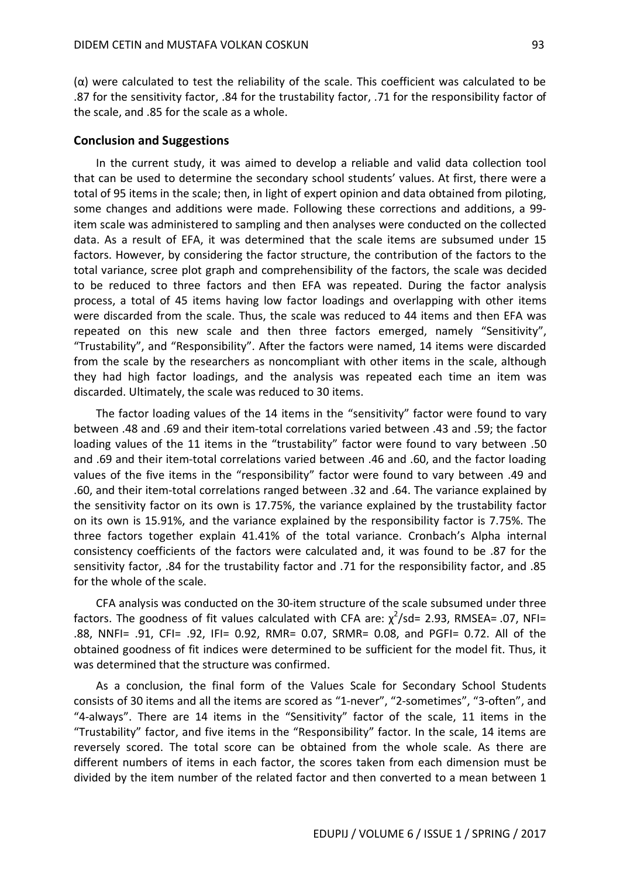(α) were calculated to test the reliability of the scale. This coefficient was calculated to be .87 for the sensitivity factor, .84 for the trustability factor, .71 for the responsibility factor of the scale, and .85 for the scale as a whole.

## Conclusion and Suggestions

In the current study, it was aimed to develop a reliable and valid data collection tool that can be used to determine the secondary school students' values. At first, there were a total of 95 items in the scale; then, in light of expert opinion and data obtained from piloting, some changes and additions were made. Following these corrections and additions, a 99-item scale was administered to sampling and then analyses were conducted on the collected data. As a result of EFA, it was determined that the scale items are subsumed under 15 factors. However, by considering the factor structure, the contribution of the factors to the total variance, scree plot graph and comprehensibility of the factors, the scale was decided to be reduced to three factors and then EFA was repeated. During the factor analysis process, a total of 45 items having low factor loadings and overlapping with other items were discarded from the scale. Thus, the scale was reduced to 44 items and then EFA was repeated on this new scale and then three factors emerged, namely "Sensitivity", "Trustability", and "Responsibility". After the factors were named, 14 items were discarded from the scale by the researchers as noncompliant with other items in the scale, although they had high factor loadings, and the analysis was repeated each time an item was discarded. Ultimately, the scale was reduced to 30 items.

The factor loading values of the 14 items in the "sensitivity" factor were found to vary between .48 and .69 and their item-total correlations varied between .43 and .59; the factor loading values of the 11 items in the "trustability" factor were found to vary between .50 and .69 and their item-total correlations varied between .46 and .60, and the factor loading values of the five items in the "responsibility" factor were found to vary between .49 and .60, and their item-total correlations ranged between .32 and .64. The variance explained by the sensitivity factor on its own is 17.75%, the variance explained by the trustability factor on its own is 15.91%, and the variance explained by the responsibility factor is 7.75%. The three factors together explain 41.41% of the total variance. Cronbach's Alpha internal consistency coefficients of the factors were calculated and, it was found to be .87 for the sensitivity factor, .84 for the trustability factor and .71 for the responsibility factor, and .85 for the whole of the scale.

CFA analysis was conducted on the 30-item structure of the scale subsumed under three factors. The goodness of fit values calculated with CFA are: $\chi^2/sd = 2.93$, RMSEA= .07, NFI= .88, NNFI= .91, CFI= .92, IFI= 0.92, RMR= 0.07, SRMR= 0.08, and PGFI= 0.72. All of the obtained goodness of fit indices were determined to be sufficient for the model fit. Thus, it was determined that the structure was confirmed.

As a conclusion, the final form of the Values Scale for Secondary School Students consists of 30 items and all the items are scored as "1-never", "2-sometimes", "3-often", and "4-always". There are 14 items in the "Sensitivity" factor of the scale, 11 items in the "Trustability" factor, and five items in the "Responsibility" factor. In the scale, 14 items are reversely scored. The total score can be obtained from the whole scale. As there are different numbers of items in each factor, the scores taken from each dimension must be divided by the item number of the related factor and then converted to a mean between 1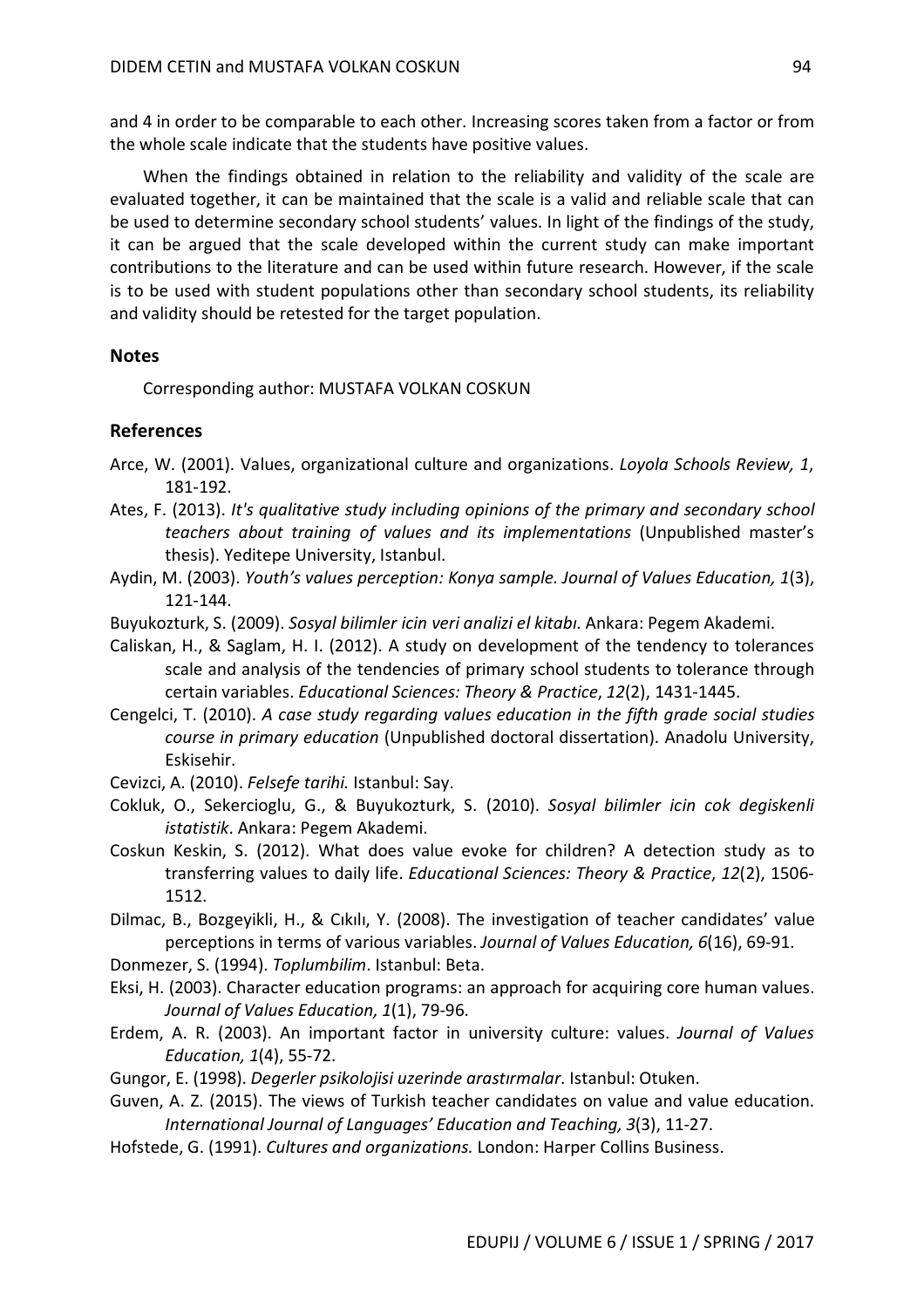and 4 in order to be comparable to each other. Increasing scores taken from a factor or from the whole scale indicate that the students have positive values.

When the findings obtained in relation to the reliability and validity of the scale are evaluated together, it can be maintained that the scale is a valid and reliable scale that can be used to determine secondary school students' values. In light of the findings of the study, it can be argued that the scale developed within the current study can make important contributions to the literature and can be used within future research. However, if the scale is to be used with student populations other than secondary school students, its reliability and validity should be retested for the target population.

## Notes

Corresponding author: MUSTAFA VOLKAN COSKUN

## References

Arce, W. (2001). Values, organizational culture and organizations. *Loyola Schools Review, 1*, 181-192.

Ates, F. (2013). *It's qualitative study including opinions of the primary and secondary school teachers about training of values and its implementations* (Unpublished master's thesis). Yeditepe University, Istanbul.

Aydin, M. (2003). *Youth's values perception: Konya sample. Journal of Values Education, 1*(3), 121-144.

Buyukozturk, S. (2009). *Sosyal bilimler icin veri analizi el kitabı*. Ankara: Pegem Akademi.

Caliskan, H., & Saglam, H. I. (2012). A study on development of the tendency to tolerances scale and analysis of the tendencies of primary school students to tolerance through certain variables. *Educational Sciences: Theory & Practice*, *12*(2), 1431-1445.

Cengelci, T. (2010). *A case study regarding values education in the fifth grade social studies course in primary education* (Unpublished doctoral dissertation). Anadolu University, Eskisehir.

Cevizci, A. (2010). *Felsefe tarihi.* Istanbul: Say.

Cokluk, O., Sekercioglu, G., & Buyukozturk, S. (2010). *Sosyal bilimler icin cok degiskenli istatistik*. Ankara: Pegem Akademi.

Coskun Keskin, S. (2012). What does value evoke for children? A detection study as to transferring values to daily life. *Educational Sciences: Theory & Practice*, *12*(2), 1506-1512.

Dilmac, B., Bozgeyikli, H., & Cıkılı, Y. (2008). The investigation of teacher candidates' value perceptions in terms of various variables. *Journal of Values Education, 6*(16), 69-91.

Donmezer, S. (1994). *Toplumbilim*. Istanbul: Beta.

Eksi, H. (2003). Character education programs: an approach for acquiring core human values. *Journal of Values Education, 1*(1), 79-96.

Erdem, A. R. (2003). An important factor in university culture: values. *Journal of Values Education, 1*(4), 55-72.

Gungor, E. (1998). *Degerler psikolojisi uzerinde arastırmalar*. Istanbul: Otuken.

Guven, A. Z. (2015). The views of Turkish teacher candidates on value and value education. *International Journal of Languages' Education and Teaching, 3*(3), 11-27.

Hofstede, G. (1991). *Cultures and organizations.* London: Harper Collins Business.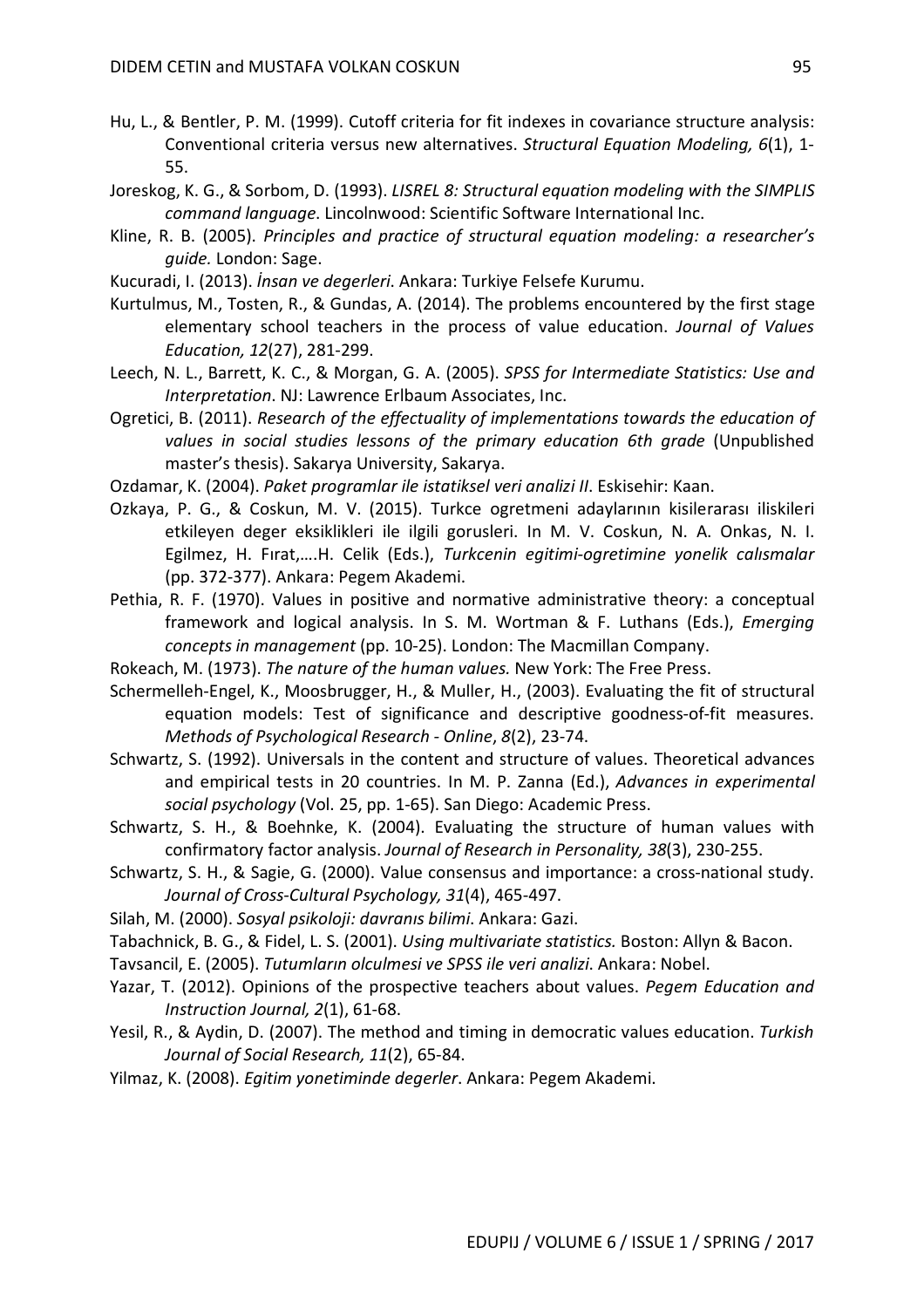Hu, L., & Bentler, P. M. (1999). Cutoff criteria for fit indexes in covariance structure analysis: Conventional criteria versus new alternatives. *Structural Equation Modeling, 6*(1), 1-55.

Joreskog, K. G., & Sorbom, D. (1993). *LISREL 8: Structural equation modeling with the SIMPLIS command language*. Lincolnwood: Scientific Software International Inc.

Kline, R. B. (2005). *Principles and practice of structural equation modeling: a researcher's guide.* London: Sage.

Kucuradi, I. (2013). *İnsan ve degerleri*. Ankara: Turkiye Felsefe Kurumu.

Kurtulmus, M., Tosten, R., & Gundas, A. (2014). The problems encountered by the first stage elementary school teachers in the process of value education. *Journal of Values Education, 12*(27), 281-299.

Leech, N. L., Barrett, K. C., & Morgan, G. A. (2005). *SPSS for Intermediate Statistics: Use and Interpretation*. NJ: Lawrence Erlbaum Associates, Inc.

Ogretici, B. (2011). *Research of the effectuality of implementations towards the education of values in social studies lessons of the primary education 6th grade* (Unpublished master's thesis). Sakarya University, Sakarya.

Ozdamar, K. (2004). *Paket programlar ile istatiksel veri analizi II*. Eskisehir: Kaan.

Ozkaya, P. G., & Coskun, M. V. (2015). Turkce ogretmeni adaylarının kisilerarası iliskileri etkileyen deger eksiklikleri ile ilgili gorusleri. In M. V. Coskun, N. A. Onkas, N. I. Egilmez, H. Fırat,….H. Celik (Eds.), *Turkcenin egitimi-ogretimine yonelik calısmalar* (pp. 372-377). Ankara: Pegem Akademi.

Pethia, R. F. (1970). Values in positive and normative administrative theory: a conceptual framework and logical analysis. In S. M. Wortman & F. Luthans (Eds.), *Emerging concepts in management* (pp. 10-25). London: The Macmillan Company.

Rokeach, M. (1973). *The nature of the human values.* New York: The Free Press.

Schermelleh-Engel, K., Moosbrugger, H., & Muller, H., (2003). Evaluating the fit of structural equation models: Test of significance and descriptive goodness-of-fit measures. *Methods of Psychological Research - Online*, *8*(2), 23-74.

Schwartz, S. (1992). Universals in the content and structure of values. Theoretical advances and empirical tests in 20 countries. In M. P. Zanna (Ed.), *Advances in experimental social psychology* (Vol. 25, pp. 1-65). San Diego: Academic Press.

Schwartz, S. H., & Boehnke, K. (2004). Evaluating the structure of human values with confirmatory factor analysis. *Journal of Research in Personality, 38*(3), 230-255.

Schwartz, S. H., & Sagie, G. (2000). Value consensus and importance: a cross-national study. *Journal of Cross-Cultural Psychology, 31*(4), 465-497.

Silah, M. (2000). *Sosyal psikoloji: davranıs bilimi*. Ankara: Gazi.

Tabachnick, B. G., & Fidel, L. S. (2001). *Using multivariate statistics.* Boston: Allyn & Bacon.

Tavsancil, E. (2005). *Tutumların olculmesi ve SPSS ile veri analizi*. Ankara: Nobel.

Yazar, T. (2012). Opinions of the prospective teachers about values. *Pegem Education and Instruction Journal, 2*(1), 61-68.

Yesil, R., & Aydin, D. (2007). The method and timing in democratic values education. *Turkish Journal of Social Research, 11*(2), 65-84.

Yilmaz, K. (2008). *Egitim yonetiminde degerler*. Ankara: Pegem Akademi.